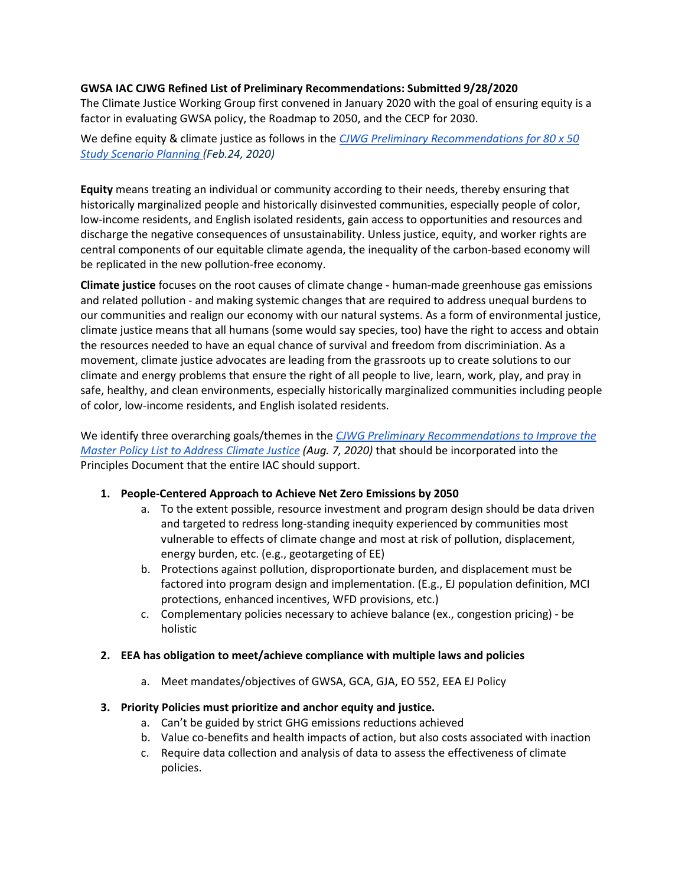**GWSA IAC CJWG Refined List of Preliminary Recommendations: Submitted 9/28/2020**

The Climate Justice Working Group first convened in January 2020 with the goal of ensuring equity is a factor in evaluating GWSA policy, the Roadmap to 2050, and the CECP for 2030.

We define equity & climate justice as follows in the *CJWG Preliminary Recommendations for 80 x 50 Study Scenario Planning (Feb.24, 2020)*

**Equity** means treating an individual or community according to their needs, thereby ensuring that historically marginalized people and historically disinvested communities, especially people of color, low-income residents, and English isolated residents, gain access to opportunities and resources and discharge the negative consequences of unsustainability. Unless justice, equity, and worker rights are central components of our equitable climate agenda, the inequality of the carbon-based economy will be replicated in the new pollution-free economy.

**Climate justice** focuses on the root causes of climate change - human-made greenhouse gas emissions and related pollution - and making systemic changes that are required to address unequal burdens to our communities and realign our economy with our natural systems. As a form of environmental justice, climate justice means that all humans (some would say species, too) have the right to access and obtain the resources needed to have an equal chance of survival and freedom from discriminiation. As a movement, climate justice advocates are leading from the grassroots up to create solutions to our climate and energy problems that ensure the right of all people to live, learn, work, play, and pray in safe, healthy, and clean environments, especially historically marginalized communities including people of color, low-income residents, and English isolated residents.

We identify three overarching goals/themes in the *CJWG Preliminary Recommendations to Improve the Master Policy List to Address Climate Justice (Aug. 7, 2020)* that should be incorporated into the Principles Document that the entire IAC should support.

1. **People-Centered Approach to Achieve Net Zero Emissions by 2050**
   a. To the extent possible, resource investment and program design should be data driven and targeted to redress long-standing inequity experienced by communities most vulnerable to effects of climate change and most at risk of pollution, displacement, energy burden, etc. (e.g., geotargeting of EE)
   b. Protections against pollution, disproportionate burden, and displacement must be factored into program design and implementation. (E.g., EJ population definition, MCI protections, enhanced incentives, WFD provisions, etc.)
   c. Complementary policies necessary to achieve balance (ex., congestion pricing) - be holistic

2. **EEA has obligation to meet/achieve compliance with multiple laws and policies**
   a. Meet mandates/objectives of GWSA, GCA, GJA, EO 552, EEA EJ Policy

3. **Priority Policies must prioritize and anchor equity and justice.**
   a. Can't be guided by strict GHG emissions reductions achieved
   b. Value co-benefits and health impacts of action, but also costs associated with inaction
   c. Require data collection and analysis of data to assess the effectiveness of climate policies.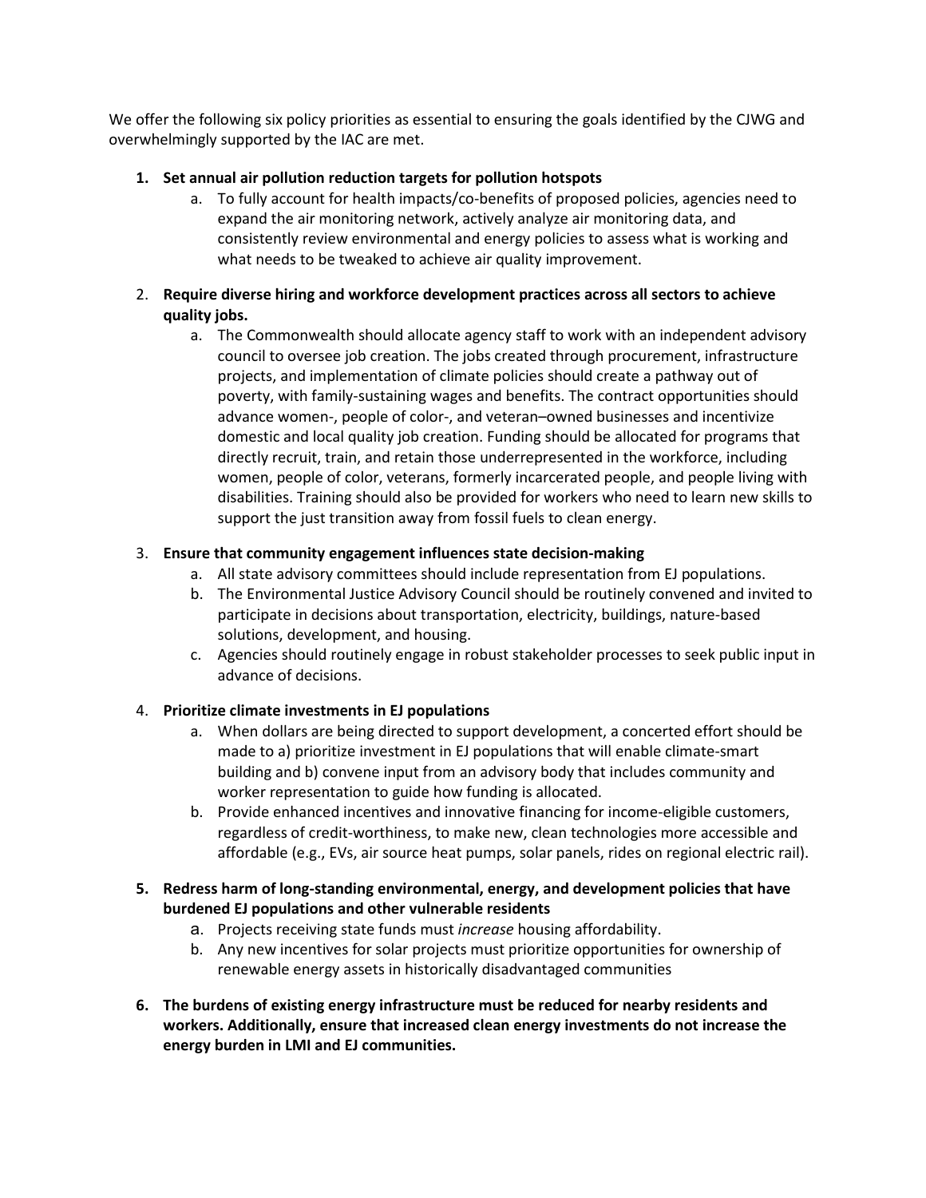We offer the following six policy priorities as essential to ensuring the goals identified by the CJWG and overwhelmingly supported by the IAC are met.

1. **Set annual air pollution reduction targets for pollution hotspots**
   a. To fully account for health impacts/co-benefits of proposed policies, agencies need to expand the air monitoring network, actively analyze air monitoring data, and consistently review environmental and energy policies to assess what is working and what needs to be tweaked to achieve air quality improvement.

2. **Require diverse hiring and workforce development practices across all sectors to achieve quality jobs.**
   a. The Commonwealth should allocate agency staff to work with an independent advisory council to oversee job creation. The jobs created through procurement, infrastructure projects, and implementation of climate policies should create a pathway out of poverty, with family-sustaining wages and benefits. The contract opportunities should advance women-, people of color-, and veteran–owned businesses and incentivize domestic and local quality job creation. Funding should be allocated for programs that directly recruit, train, and retain those underrepresented in the workforce, including women, people of color, veterans, formerly incarcerated people, and people living with disabilities. Training should also be provided for workers who need to learn new skills to support the just transition away from fossil fuels to clean energy.

3. **Ensure that community engagement influences state decision-making**
   a. All state advisory committees should include representation from EJ populations.
   b. The Environmental Justice Advisory Council should be routinely convened and invited to participate in decisions about transportation, electricity, buildings, nature-based solutions, development, and housing.
   c. Agencies should routinely engage in robust stakeholder processes to seek public input in advance of decisions.

4. **Prioritize climate investments in EJ populations**
   a. When dollars are being directed to support development, a concerted effort should be made to a) prioritize investment in EJ populations that will enable climate-smart building and b) convene input from an advisory body that includes community and worker representation to guide how funding is allocated.
   b. Provide enhanced incentives and innovative financing for income-eligible customers, regardless of credit-worthiness, to make new, clean technologies more accessible and affordable (e.g., EVs, air source heat pumps, solar panels, rides on regional electric rail).

5. **Redress harm of long-standing environmental, energy, and development policies that have burdened EJ populations and other vulnerable residents**
   a. Projects receiving state funds must *increase* housing affordability.
   b. Any new incentives for solar projects must prioritize opportunities for ownership of renewable energy assets in historically disadvantaged communities

6. **The burdens of existing energy infrastructure must be reduced for nearby residents and workers. Additionally, ensure that increased clean energy investments do not increase the energy burden in LMI and EJ communities.**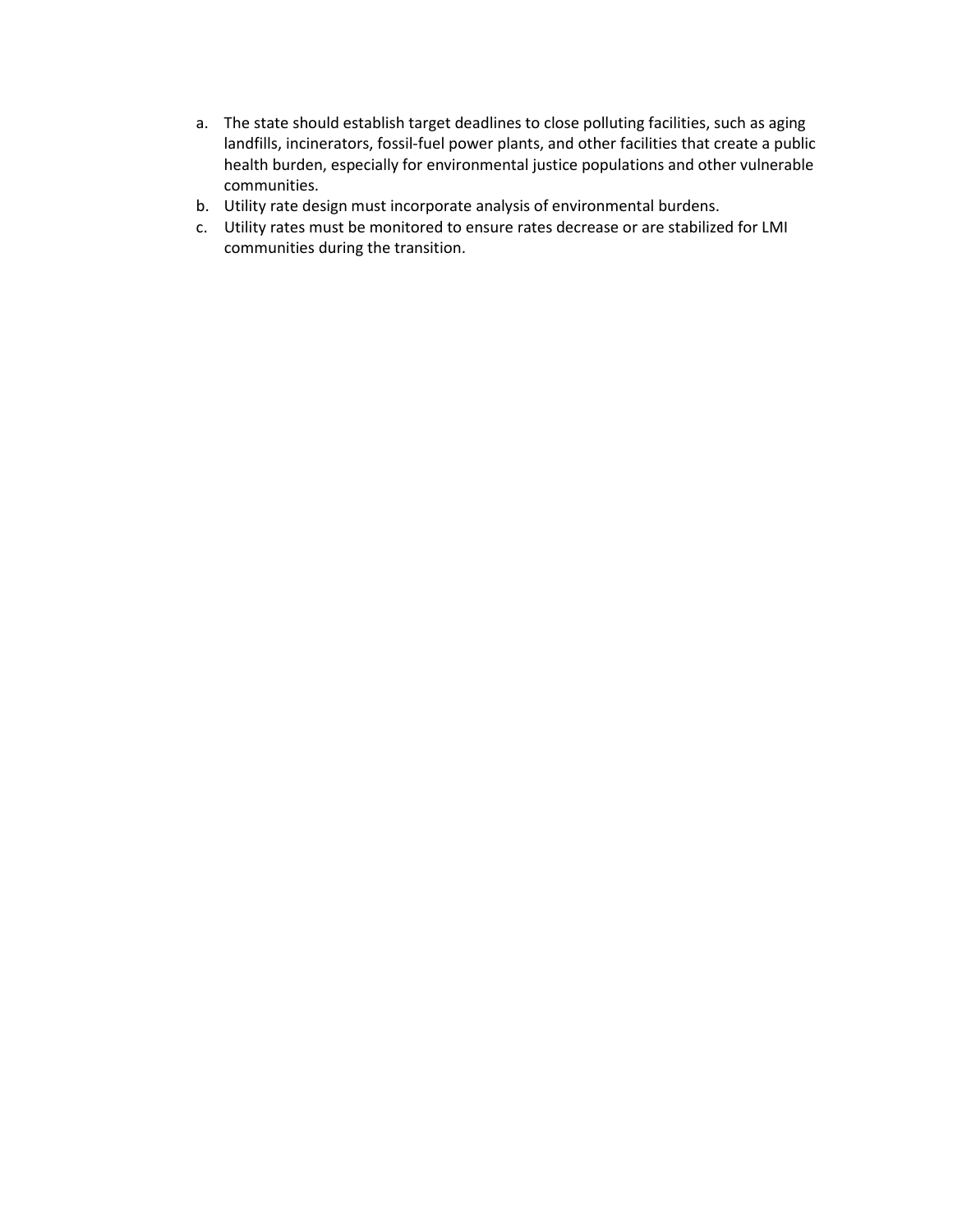a. The state should establish target deadlines to close polluting facilities, such as aging landfills, incinerators, fossil-fuel power plants, and other facilities that create a public health burden, especially for environmental justice populations and other vulnerable communities.
b. Utility rate design must incorporate analysis of environmental burdens.
c. Utility rates must be monitored to ensure rates decrease or are stabilized for LMI communities during the transition.